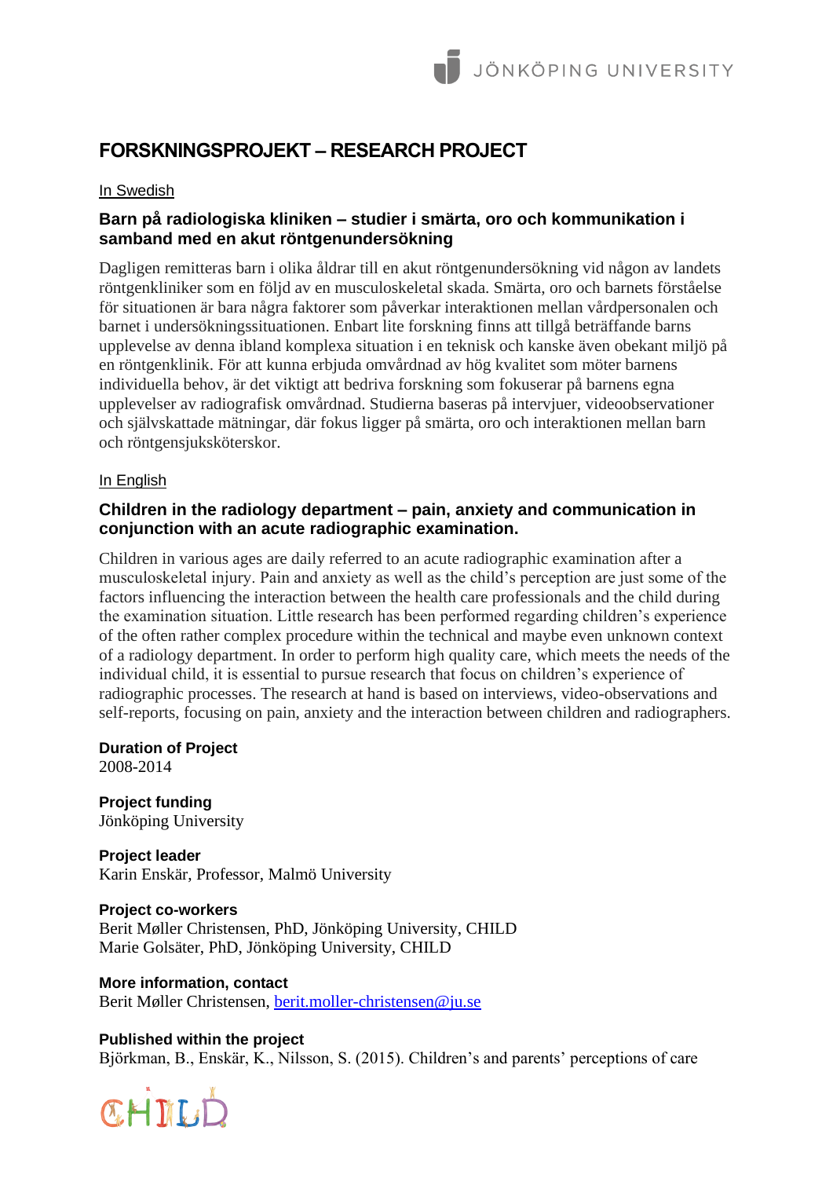# FORSKNINGSPROJEKT – RESEARCH PROJECT

In Swedish

## Barn på radiologiska kliniken – studier i smärta, oro och kommunikation i samband med en akut röntgenundersökning

Dagligen remitteras barn i olika åldrar till en akut röntgenundersökning vid någon av landets röntgenkliniker som en följd av en musculoskeletal skada. Smärta, oro och barnets förståelse för situationen är bara några faktorer som påverkar interaktionen mellan vårdpersonalen och barnet i undersökningssituationen. Enbart lite forskning finns att tillgå beträffande barns upplevelse av denna ibland komplexa situation i en teknisk och kanske även obekant miljö på en röntgenklinik. För att kunna erbjuda omvårdnad av hög kvalitet som möter barnens individuella behov, är det viktigt att bedriva forskning som fokuserar på barnens egna upplevelser av radiografisk omvårdnad. Studierna baseras på intervjuer, videoobservationer och självskattade mätningar, där fokus ligger på smärta, oro och interaktionen mellan barn och röntgensjuksköterskor.

In English

## Children in the radiology department – pain, anxiety and communication in conjunction with an acute radiographic examination.

Children in various ages are daily referred to an acute radiographic examination after a musculoskeletal injury. Pain and anxiety as well as the child's perception are just some of the factors influencing the interaction between the health care professionals and the child during the examination situation. Little research has been performed regarding children's experience of the often rather complex procedure within the technical and maybe even unknown context of a radiology department. In order to perform high quality care, which meets the needs of the individual child, it is essential to pursue research that focus on children's experience of radiographic processes. The research at hand is based on interviews, video-observations and self-reports, focusing on pain, anxiety and the interaction between children and radiographers.

**Duration of Project**
2008-2014

**Project funding**
Jönköping University

**Project leader**
Karin Enskär, Professor, Malmö University

**Project co-workers**
Berit Møller Christensen, PhD, Jönköping University, CHILD
Marie Golsäter, PhD, Jönköping University, CHILD

**More information, contact**
Berit Møller Christensen, berit.moller-christensen@ju.se

**Published within the project**
Björkman, B., Enskär, K., Nilsson, S. (2015). Children's and parents' perceptions of care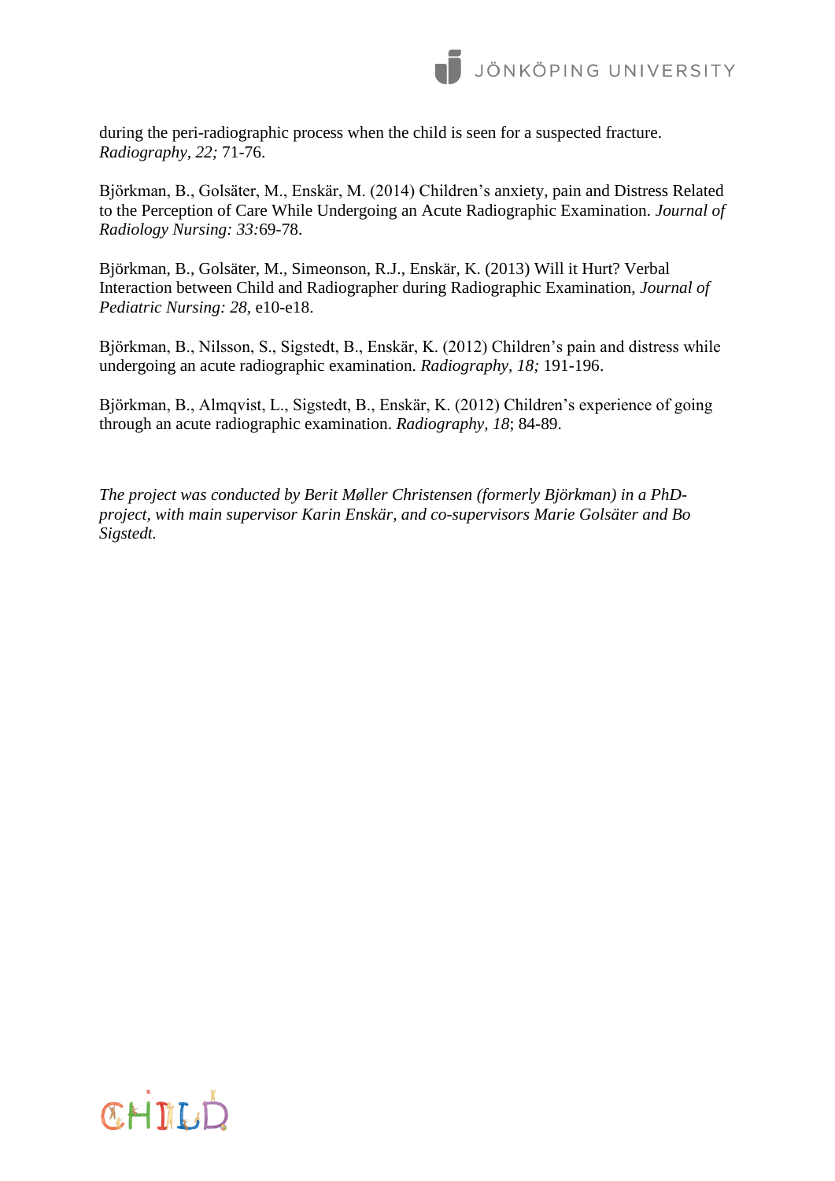during the peri-radiographic process when the child is seen for a suspected fracture. *Radiography, 22;* 71-76.

Björkman, B., Golsäter, M., Enskär, M. (2014) Children's anxiety, pain and Distress Related to the Perception of Care While Undergoing an Acute Radiographic Examination. *Journal of Radiology Nursing: 33:*69-78.

Björkman, B., Golsäter, M., Simeonson, R.J., Enskär, K. (2013) Will it Hurt? Verbal Interaction between Child and Radiographer during Radiographic Examination, *Journal of Pediatric Nursing: 28,* e10-e18.

Björkman, B., Nilsson, S., Sigstedt, B., Enskär, K. (2012) Children's pain and distress while undergoing an acute radiographic examination. *Radiography, 18;* 191-196.

Björkman, B., Almqvist, L., Sigstedt, B., Enskär, K. (2012) Children's experience of going through an acute radiographic examination. *Radiography, 18*; 84-89.

*The project was conducted by Berit Møller Christensen (formerly Björkman) in a PhD-project, with main supervisor Karin Enskär, and co-supervisors Marie Golsäter and Bo Sigstedt.*